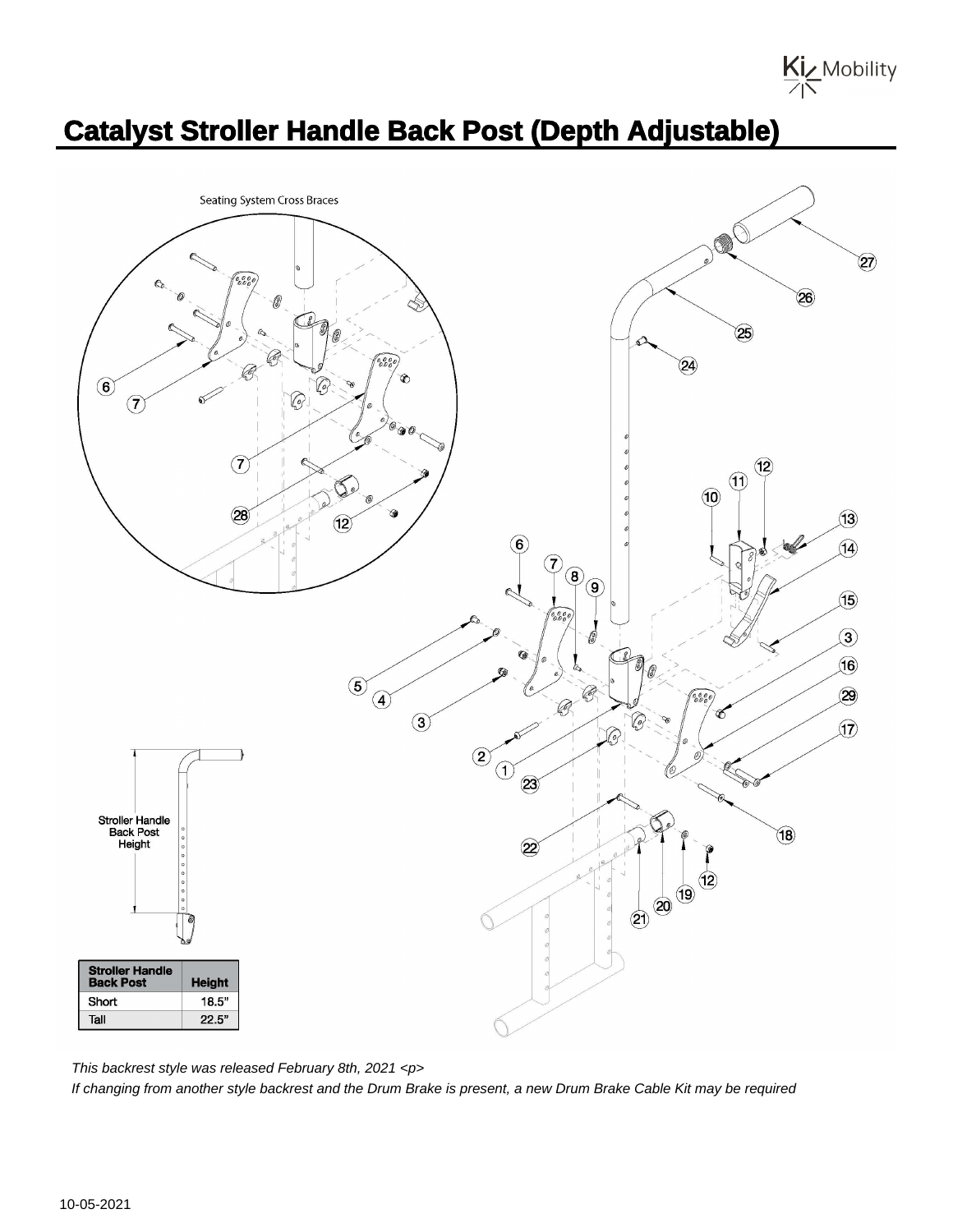# Catalyst Stroller Handle Back Post (Depth Adjustable)

Seating System Cross Braces

Stroller Handle Back Post Height

| Stroller Handle Back Post | Height |
|---|---|
| Short | 18.5" |
| Tall | 22.5" |

*This backrest style was released February 8th, 2021 <p>*

*If changing from another style backrest and the Drum Brake is present, a new Drum Brake Cable Kit may be required*

10-05-2021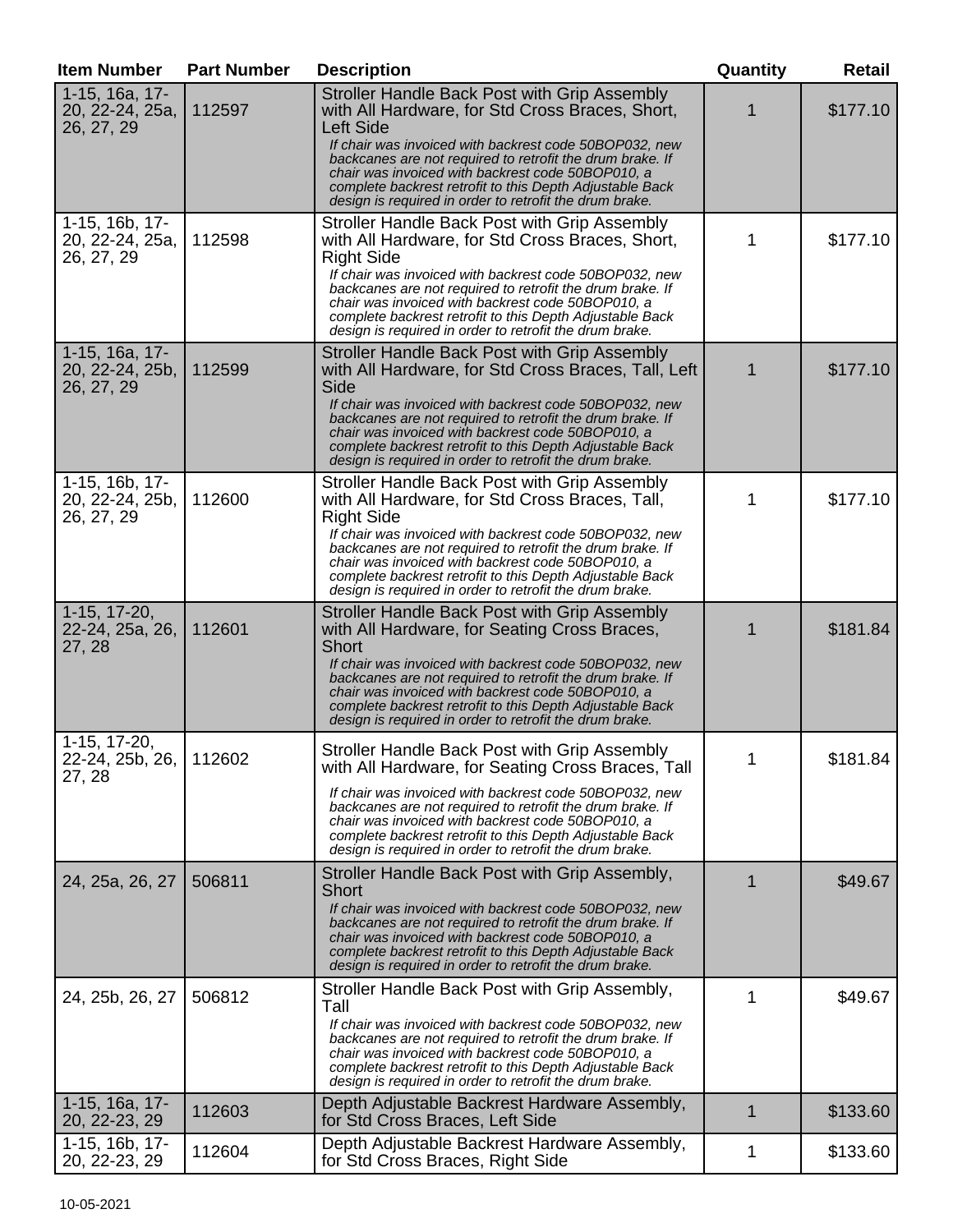| Item Number | Part Number | Description | Quantity | Retail |
|---|---|---|---|---|
| 1-15, 16a, 17-20, 22-24, 25a, 26, 27, 29 | 112597 | Stroller Handle Back Post with Grip Assembly with All Hardware, for Std Cross Braces, Short, Left Side *If chair was invoiced with backrest code 50BOP032, new backcanes are not required to retrofit the drum brake. If chair was invoiced with backrest code 50BOP010, a complete backrest retrofit to this Depth Adjustable Back design is required in order to retrofit the drum brake.* | 1 | $177.10 |
| 1-15, 16b, 17-20, 22-24, 25a, 26, 27, 29 | 112598 | Stroller Handle Back Post with Grip Assembly with All Hardware, for Std Cross Braces, Short, Right Side *If chair was invoiced with backrest code 50BOP032, new backcanes are not required to retrofit the drum brake. If chair was invoiced with backrest code 50BOP010, a complete backrest retrofit to this Depth Adjustable Back design is required in order to retrofit the drum brake.* | 1 | $177.10 |
| 1-15, 16a, 17-20, 22-24, 25b, 26, 27, 29 | 112599 | Stroller Handle Back Post with Grip Assembly with All Hardware, for Std Cross Braces, Tall, Left Side *If chair was invoiced with backrest code 50BOP032, new backcanes are not required to retrofit the drum brake. If chair was invoiced with backrest code 50BOP010, a complete backrest retrofit to this Depth Adjustable Back design is required in order to retrofit the drum brake.* | 1 | $177.10 |
| 1-15, 16b, 17-20, 22-24, 25b, 26, 27, 29 | 112600 | Stroller Handle Back Post with Grip Assembly with All Hardware, for Std Cross Braces, Tall, Right Side *If chair was invoiced with backrest code 50BOP032, new backcanes are not required to retrofit the drum brake. If chair was invoiced with backrest code 50BOP010, a complete backrest retrofit to this Depth Adjustable Back design is required in order to retrofit the drum brake.* | 1 | $177.10 |
| 1-15, 17-20, 22-24, 25a, 26, 27, 28 | 112601 | Stroller Handle Back Post with Grip Assembly with All Hardware, for Seating Cross Braces, Short *If chair was invoiced with backrest code 50BOP032, new backcanes are not required to retrofit the drum brake. If chair was invoiced with backrest code 50BOP010, a complete backrest retrofit to this Depth Adjustable Back design is required in order to retrofit the drum brake.* | 1 | $181.84 |
| 1-15, 17-20, 22-24, 25b, 26, 27, 28 | 112602 | Stroller Handle Back Post with Grip Assembly with All Hardware, for Seating Cross Braces, Tall *If chair was invoiced with backrest code 50BOP032, new backcanes are not required to retrofit the drum brake. If chair was invoiced with backrest code 50BOP010, a complete backrest retrofit to this Depth Adjustable Back design is required in order to retrofit the drum brake.* | 1 | $181.84 |
| 24, 25a, 26, 27 | 506811 | Stroller Handle Back Post with Grip Assembly, Short *If chair was invoiced with backrest code 50BOP032, new backcanes are not required to retrofit the drum brake. If chair was invoiced with backrest code 50BOP010, a complete backrest retrofit to this Depth Adjustable Back design is required in order to retrofit the drum brake.* | 1 | $49.67 |
| 24, 25b, 26, 27 | 506812 | Stroller Handle Back Post with Grip Assembly, Tall *If chair was invoiced with backrest code 50BOP032, new backcanes are not required to retrofit the drum brake. If chair was invoiced with backrest code 50BOP010, a complete backrest retrofit to this Depth Adjustable Back design is required in order to retrofit the drum brake.* | 1 | $49.67 |
| 1-15, 16a, 17-20, 22-23, 29 | 112603 | Depth Adjustable Backrest Hardware Assembly, for Std Cross Braces, Left Side | 1 | $133.60 |
| 1-15, 16b, 17-20, 22-23, 29 | 112604 | Depth Adjustable Backrest Hardware Assembly, for Std Cross Braces, Right Side | 1 | $133.60 |

10-05-2021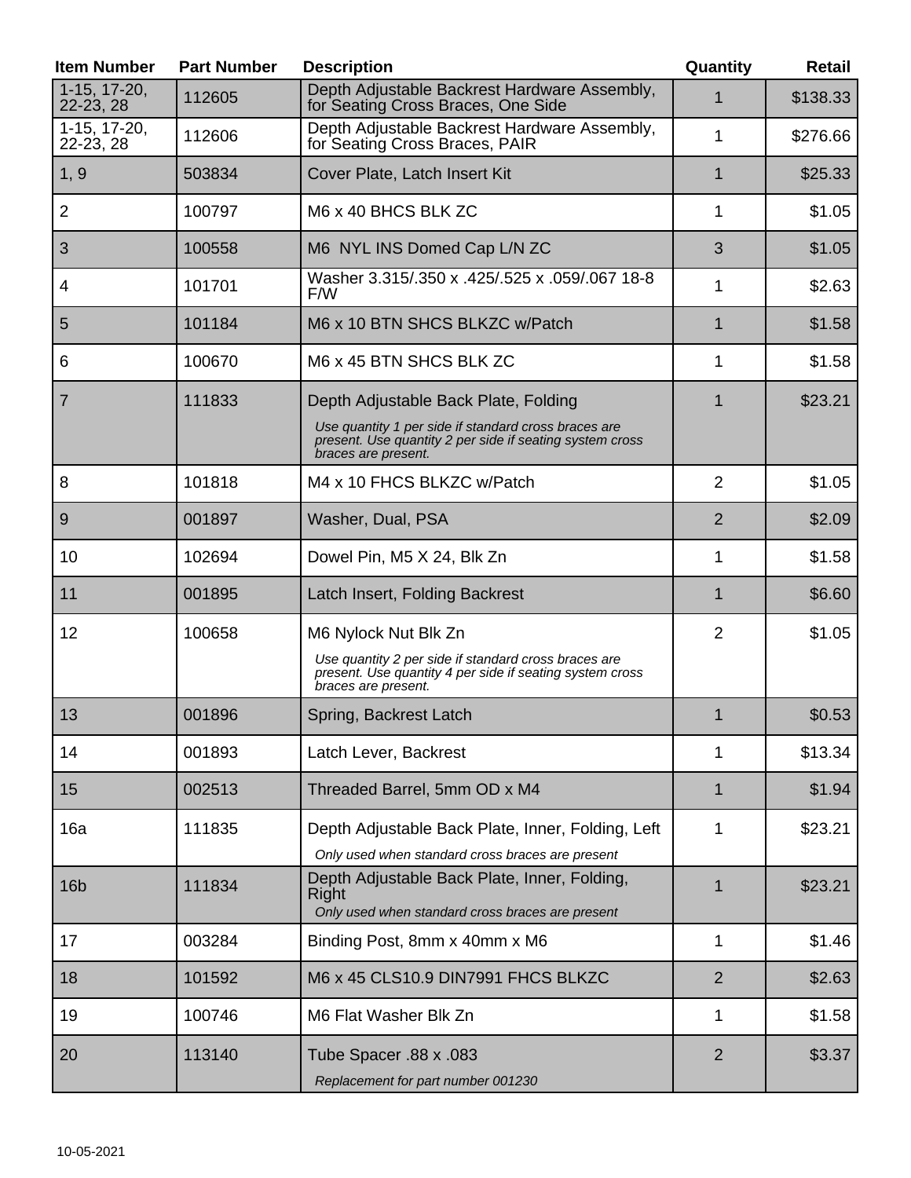| Item Number | Part Number | Description | Quantity | Retail |
|---|---|---|---|---|
| 1-15, 17-20, 22-23, 28 | 112605 | Depth Adjustable Backrest Hardware Assembly, for Seating Cross Braces, One Side | 1 | $138.33 |
| 1-15, 17-20, 22-23, 28 | 112606 | Depth Adjustable Backrest Hardware Assembly, for Seating Cross Braces, PAIR | 1 | $276.66 |
| 1, 9 | 503834 | Cover Plate, Latch Insert Kit | 1 | $25.33 |
| 2 | 100797 | M6 x 40 BHCS BLK ZC | 1 | $1.05 |
| 3 | 100558 | M6 NYL INS Domed Cap L/N ZC | 3 | $1.05 |
| 4 | 101701 | Washer 3.315/.350 x .425/.525 x .059/.067 18-8 F/W | 1 | $2.63 |
| 5 | 101184 | M6 x 10 BTN SHCS BLKZC w/Patch | 1 | $1.58 |
| 6 | 100670 | M6 x 45 BTN SHCS BLK ZC | 1 | $1.58 |
| 7 | 111833 | Depth Adjustable Back Plate, Folding<br>*Use quantity 1 per side if standard cross braces are present. Use quantity 2 per side if seating system cross braces are present.* | 1 | $23.21 |
| 8 | 101818 | M4 x 10 FHCS BLKZC w/Patch | 2 | $1.05 |
| 9 | 001897 | Washer, Dual, PSA | 2 | $2.09 |
| 10 | 102694 | Dowel Pin, M5 X 24, Blk Zn | 1 | $1.58 |
| 11 | 001895 | Latch Insert, Folding Backrest | 1 | $6.60 |
| 12 | 100658 | M6 Nylock Nut Blk Zn<br>*Use quantity 2 per side if standard cross braces are present. Use quantity 4 per side if seating system cross braces are present.* | 2 | $1.05 |
| 13 | 001896 | Spring, Backrest Latch | 1 | $0.53 |
| 14 | 001893 | Latch Lever, Backrest | 1 | $13.34 |
| 15 | 002513 | Threaded Barrel, 5mm OD x M4 | 1 | $1.94 |
| 16a | 111835 | Depth Adjustable Back Plate, Inner, Folding, Left<br>*Only used when standard cross braces are present* | 1 | $23.21 |
| 16b | 111834 | Depth Adjustable Back Plate, Inner, Folding, Right<br>*Only used when standard cross braces are present* | 1 | $23.21 |
| 17 | 003284 | Binding Post, 8mm x 40mm x M6 | 1 | $1.46 |
| 18 | 101592 | M6 x 45 CLS10.9 DIN7991 FHCS BLKZC | 2 | $2.63 |
| 19 | 100746 | M6 Flat Washer Blk Zn | 1 | $1.58 |
| 20 | 113140 | Tube Spacer .88 x .083<br>*Replacement for part number 001230* | 2 | $3.37 |

10-05-2021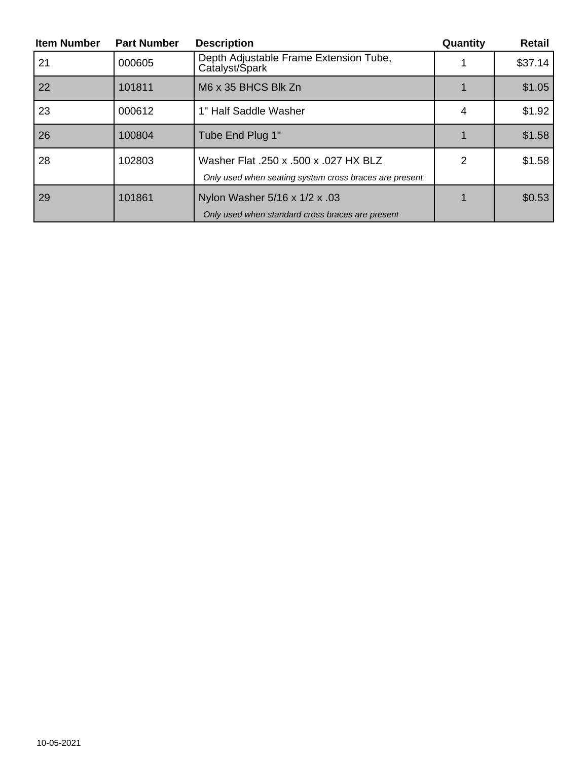| Item Number | Part Number | Description | Quantity | Retail |
|---|---|---|---|---|
| 21 | 000605 | Depth Adjustable Frame Extension Tube, Catalyst/Spark | 1 | $37.14 |
| 22 | 101811 | M6 x 35 BHCS Blk Zn | 1 | $1.05 |
| 23 | 000612 | 1" Half Saddle Washer | 4 | $1.92 |
| 26 | 100804 | Tube End Plug 1" | 1 | $1.58 |
| 28 | 102803 | Washer Flat .250 x .500 x .027 HX BLZ<br>*Only used when seating system cross braces are present* | 2 | $1.58 |
| 29 | 101861 | Nylon Washer 5/16 x 1/2 x .03<br>*Only used when standard cross braces are present* | 1 | $0.53 |

10-05-2021